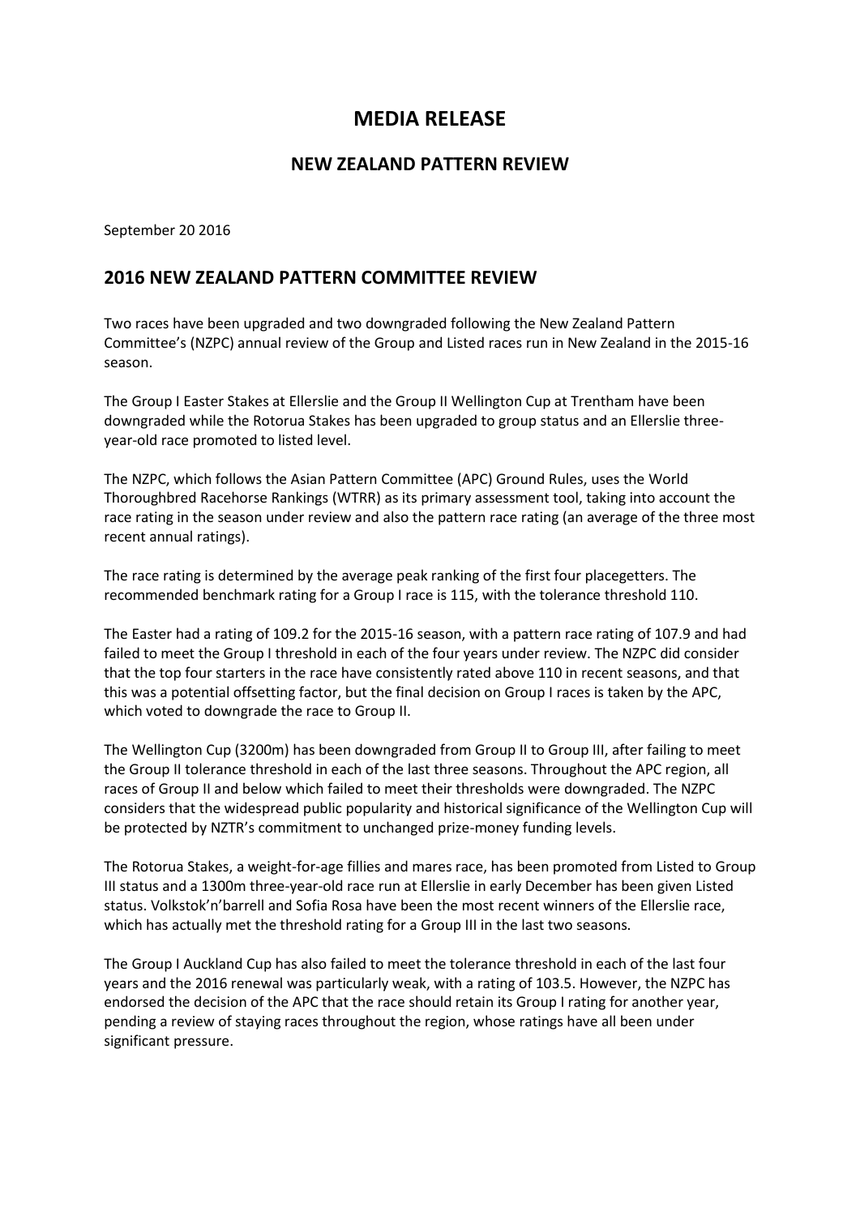# MEDIA RELEASE

## NEW ZEALAND PATTERN REVIEW

September 20 2016

## 2016 NEW ZEALAND PATTERN COMMITTEE REVIEW

Two races have been upgraded and two downgraded following the New Zealand Pattern Committee's (NZPC) annual review of the Group and Listed races run in New Zealand in the 2015-16 season.

The Group I Easter Stakes at Ellerslie and the Group II Wellington Cup at Trentham have been downgraded while the Rotorua Stakes has been upgraded to group status and an Ellerslie three-year-old race promoted to listed level.

The NZPC, which follows the Asian Pattern Committee (APC) Ground Rules, uses the World Thoroughbred Racehorse Rankings (WTRR) as its primary assessment tool, taking into account the race rating in the season under review and also the pattern race rating (an average of the three most recent annual ratings).

The race rating is determined by the average peak ranking of the first four placegetters. The recommended benchmark rating for a Group I race is 115, with the tolerance threshold 110.

The Easter had a rating of 109.2 for the 2015-16 season, with a pattern race rating of 107.9 and had failed to meet the Group I threshold in each of the four years under review. The NZPC did consider that the top four starters in the race have consistently rated above 110 in recent seasons, and that this was a potential offsetting factor, but the final decision on Group I races is taken by the APC, which voted to downgrade the race to Group II.

The Wellington Cup (3200m) has been downgraded from Group II to Group III, after failing to meet the Group II tolerance threshold in each of the last three seasons. Throughout the APC region, all races of Group II and below which failed to meet their thresholds were downgraded. The NZPC considers that the widespread public popularity and historical significance of the Wellington Cup will be protected by NZTR's commitment to unchanged prize-money funding levels.

The Rotorua Stakes, a weight-for-age fillies and mares race, has been promoted from Listed to Group III status and a 1300m three-year-old race run at Ellerslie in early December has been given Listed status. Volkstok'n'barrell and Sofia Rosa have been the most recent winners of the Ellerslie race, which has actually met the threshold rating for a Group III in the last two seasons.

The Group I Auckland Cup has also failed to meet the tolerance threshold in each of the last four years and the 2016 renewal was particularly weak, with a rating of 103.5. However, the NZPC has endorsed the decision of the APC that the race should retain its Group I rating for another year, pending a review of staying races throughout the region, whose ratings have all been under significant pressure.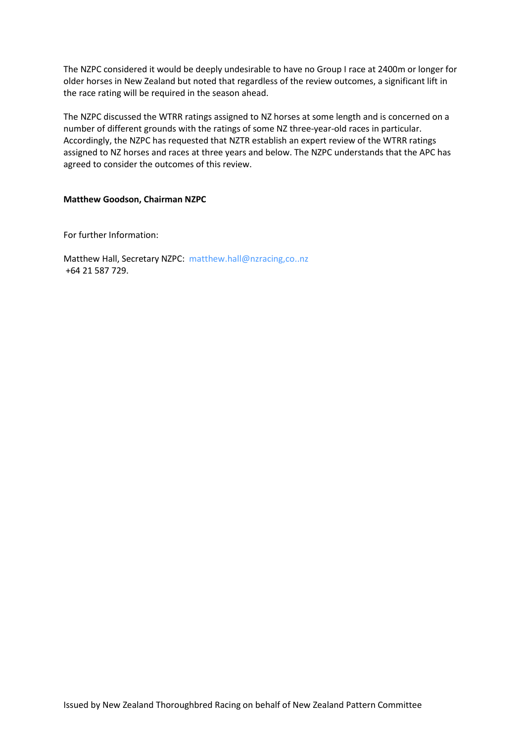The NZPC considered it would be deeply undesirable to have no Group I race at 2400m or longer for older horses in New Zealand but noted that regardless of the review outcomes, a significant lift in the race rating will be required in the season ahead.

The NZPC discussed the WTRR ratings assigned to NZ horses at some length and is concerned on a number of different grounds with the ratings of some NZ three-year-old races in particular. Accordingly, the NZPC has requested that NZTR establish an expert review of the WTRR ratings assigned to NZ horses and races at three years and below. The NZPC understands that the APC has agreed to consider the outcomes of this review.

**Matthew Goodson, Chairman NZPC**

For further Information:

Matthew Hall, Secretary NZPC: matthew.hall@nzracing,co..nz
+64 21 587 729.

Issued by New Zealand Thoroughbred Racing on behalf of New Zealand Pattern Committee